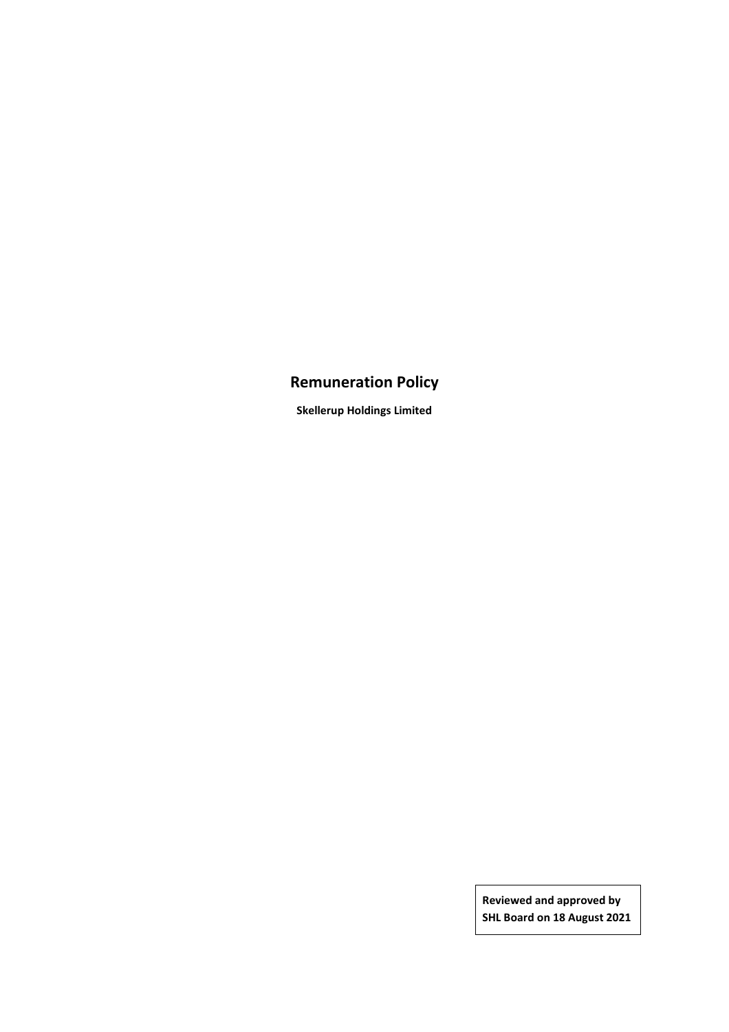# Remuneration Policy

**Skellerup Holdings Limited**

**Reviewed and approved by SHL Board on 18 August 2021**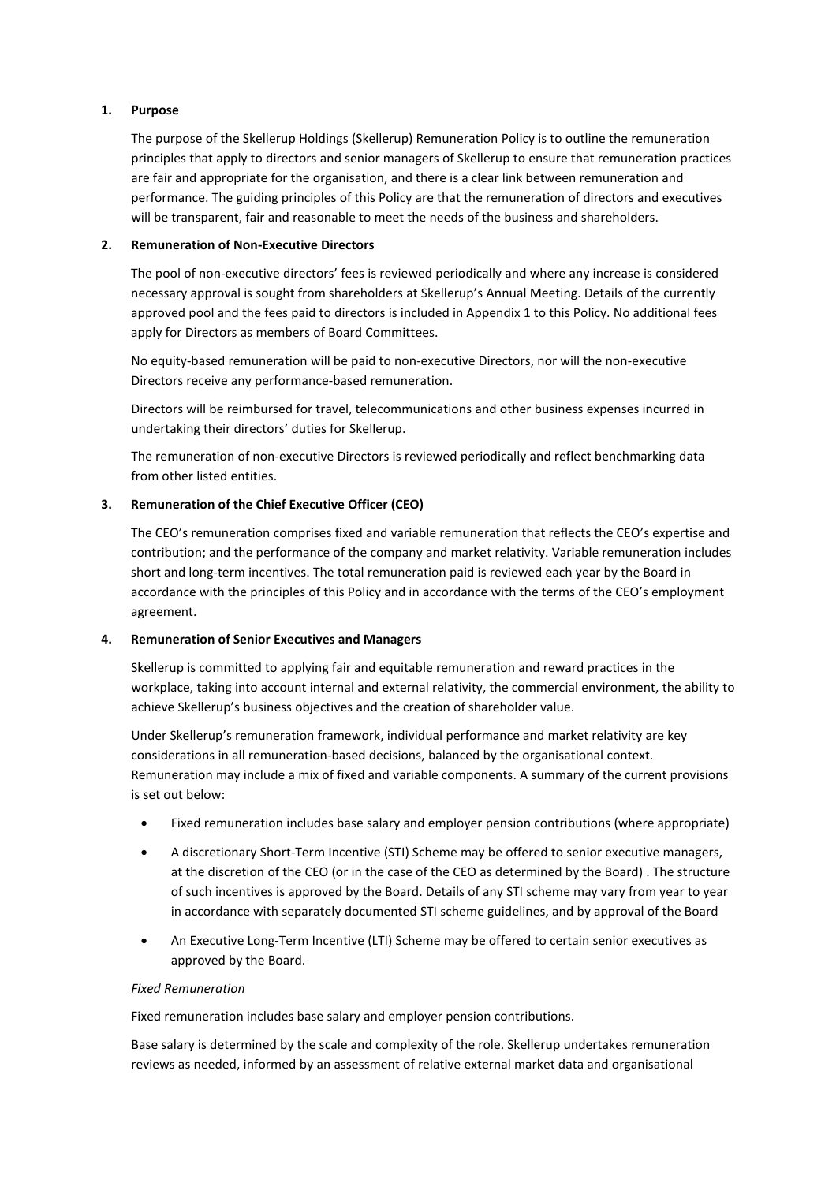## 1. Purpose

The purpose of the Skellerup Holdings (Skellerup) Remuneration Policy is to outline the remuneration principles that apply to directors and senior managers of Skellerup to ensure that remuneration practices are fair and appropriate for the organisation, and there is a clear link between remuneration and performance. The guiding principles of this Policy are that the remuneration of directors and executives will be transparent, fair and reasonable to meet the needs of the business and shareholders.

## 2. Remuneration of Non-Executive Directors

The pool of non-executive directors' fees is reviewed periodically and where any increase is considered necessary approval is sought from shareholders at Skellerup's Annual Meeting. Details of the currently approved pool and the fees paid to directors is included in Appendix 1 to this Policy. No additional fees apply for Directors as members of Board Committees.

No equity-based remuneration will be paid to non-executive Directors, nor will the non-executive Directors receive any performance-based remuneration.

Directors will be reimbursed for travel, telecommunications and other business expenses incurred in undertaking their directors' duties for Skellerup.

The remuneration of non-executive Directors is reviewed periodically and reflect benchmarking data from other listed entities.

## 3. Remuneration of the Chief Executive Officer (CEO)

The CEO's remuneration comprises fixed and variable remuneration that reflects the CEO's expertise and contribution; and the performance of the company and market relativity. Variable remuneration includes short and long-term incentives. The total remuneration paid is reviewed each year by the Board in accordance with the principles of this Policy and in accordance with the terms of the CEO's employment agreement.

## 4. Remuneration of Senior Executives and Managers

Skellerup is committed to applying fair and equitable remuneration and reward practices in the workplace, taking into account internal and external relativity, the commercial environment, the ability to achieve Skellerup's business objectives and the creation of shareholder value.

Under Skellerup's remuneration framework, individual performance and market relativity are key considerations in all remuneration-based decisions, balanced by the organisational context. Remuneration may include a mix of fixed and variable components. A summary of the current provisions is set out below:

- Fixed remuneration includes base salary and employer pension contributions (where appropriate)
- A discretionary Short-Term Incentive (STI) Scheme may be offered to senior executive managers, at the discretion of the CEO (or in the case of the CEO as determined by the Board) . The structure of such incentives is approved by the Board. Details of any STI scheme may vary from year to year in accordance with separately documented STI scheme guidelines, and by approval of the Board
- An Executive Long-Term Incentive (LTI) Scheme may be offered to certain senior executives as approved by the Board.

*Fixed Remuneration*

Fixed remuneration includes base salary and employer pension contributions.

Base salary is determined by the scale and complexity of the role. Skellerup undertakes remuneration reviews as needed, informed by an assessment of relative external market data and organisational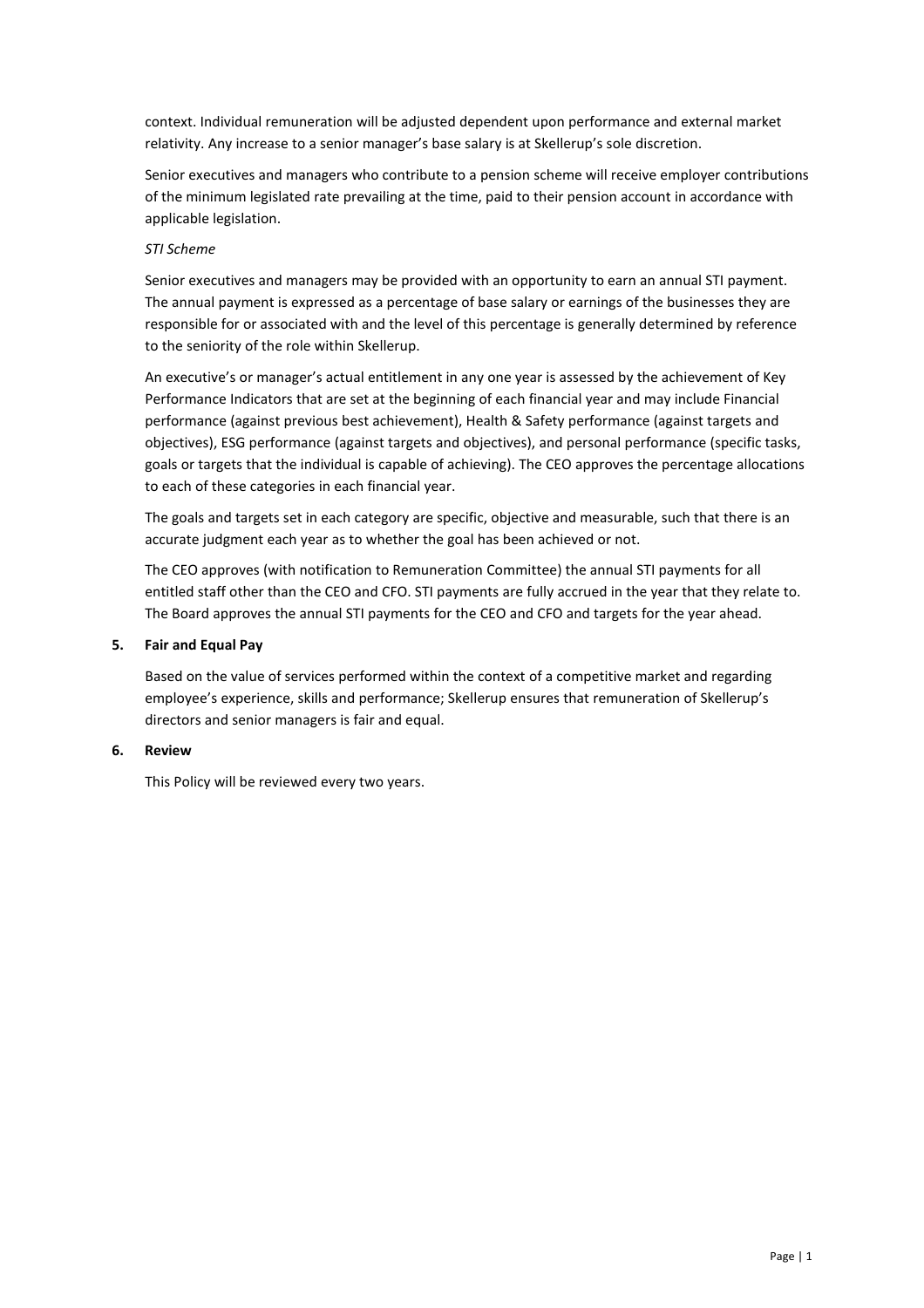context. Individual remuneration will be adjusted dependent upon performance and external market relativity. Any increase to a senior manager's base salary is at Skellerup's sole discretion.

Senior executives and managers who contribute to a pension scheme will receive employer contributions of the minimum legislated rate prevailing at the time, paid to their pension account in accordance with applicable legislation.

*STI Scheme*

Senior executives and managers may be provided with an opportunity to earn an annual STI payment. The annual payment is expressed as a percentage of base salary or earnings of the businesses they are responsible for or associated with and the level of this percentage is generally determined by reference to the seniority of the role within Skellerup.

An executive's or manager's actual entitlement in any one year is assessed by the achievement of Key Performance Indicators that are set at the beginning of each financial year and may include Financial performance (against previous best achievement), Health & Safety performance (against targets and objectives), ESG performance (against targets and objectives), and personal performance (specific tasks, goals or targets that the individual is capable of achieving). The CEO approves the percentage allocations to each of these categories in each financial year.

The goals and targets set in each category are specific, objective and measurable, such that there is an accurate judgment each year as to whether the goal has been achieved or not.

The CEO approves (with notification to Remuneration Committee) the annual STI payments for all entitled staff other than the CEO and CFO. STI payments are fully accrued in the year that they relate to. The Board approves the annual STI payments for the CEO and CFO and targets for the year ahead.

## 5. Fair and Equal Pay

Based on the value of services performed within the context of a competitive market and regarding employee's experience, skills and performance; Skellerup ensures that remuneration of Skellerup's directors and senior managers is fair and equal.

## 6. Review

This Policy will be reviewed every two years.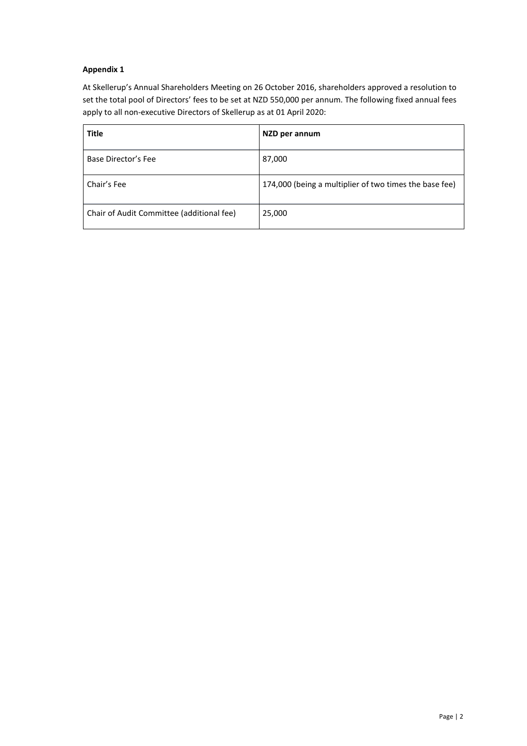**Appendix 1**

At Skellerup's Annual Shareholders Meeting on 26 October 2016, shareholders approved a resolution to set the total pool of Directors' fees to be set at NZD 550,000 per annum. The following fixed annual fees apply to all non-executive Directors of Skellerup as at 01 April 2020:

| **Title** | **NZD per annum** |
|---|---|
| Base Director's Fee | 87,000 |
| Chair's Fee | 174,000 (being a multiplier of two times the base fee) |
| Chair of Audit Committee (additional fee) | 25,000 |